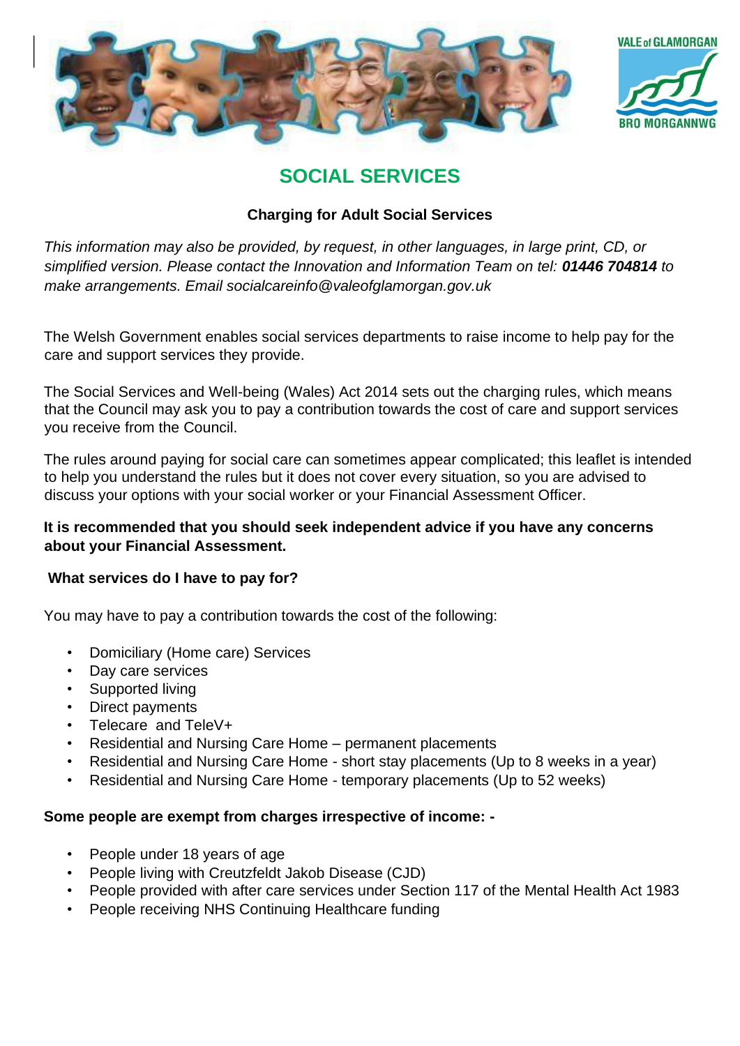# SOCIAL SERVICES

## Charging for Adult Social Services

*This information may also be provided, by request, in other languages, in large print, CD, or simplified version. Please contact the Innovation and Information Team on tel: **01446 704814** to make arrangements. Email socialcareinfo@valeofglamorgan.gov.uk*

The Welsh Government enables social services departments to raise income to help pay for the care and support services they provide.

The Social Services and Well-being (Wales) Act 2014 sets out the charging rules, which means that the Council may ask you to pay a contribution towards the cost of care and support services you receive from the Council.

The rules around paying for social care can sometimes appear complicated; this leaflet is intended to help you understand the rules but it does not cover every situation, so you are advised to discuss your options with your social worker or your Financial Assessment Officer.

**It is recommended that you should seek independent advice if you have any concerns about your Financial Assessment.**

### What services do I have to pay for?

You may have to pay a contribution towards the cost of the following:

- Domiciliary (Home care) Services
- Day care services
- Supported living
- Direct payments
- Telecare and TeleV+
- Residential and Nursing Care Home – permanent placements
- Residential and Nursing Care Home - short stay placements (Up to 8 weeks in a year)
- Residential and Nursing Care Home - temporary placements (Up to 52 weeks)

**Some people are exempt from charges irrespective of income: -**

- People under 18 years of age
- People living with Creutzfeldt Jakob Disease (CJD)
- People provided with after care services under Section 117 of the Mental Health Act 1983
- People receiving NHS Continuing Healthcare funding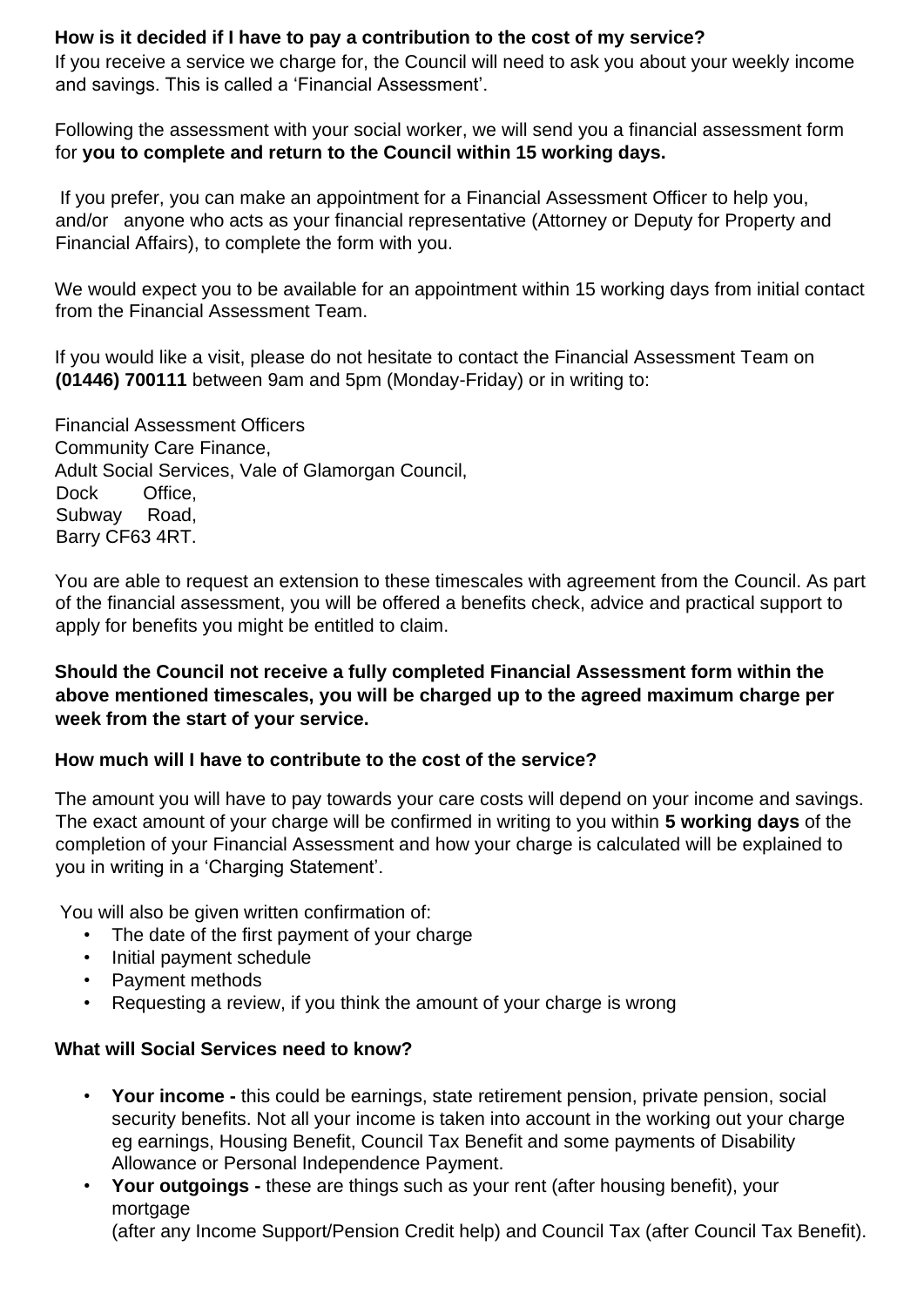**How is it decided if I have to pay a contribution to the cost of my service?**

If you receive a service we charge for, the Council will need to ask you about your weekly income and savings. This is called a 'Financial Assessment'.

Following the assessment with your social worker, we will send you a financial assessment form for **you to complete and return to the Council within 15 working days.**

If you prefer, you can make an appointment for a Financial Assessment Officer to help you, and/or anyone who acts as your financial representative (Attorney or Deputy for Property and Financial Affairs), to complete the form with you.

We would expect you to be available for an appointment within 15 working days from initial contact from the Financial Assessment Team.

If you would like a visit, please do not hesitate to contact the Financial Assessment Team on **(01446) 700111** between 9am and 5pm (Monday-Friday) or in writing to:

Financial Assessment Officers
Community Care Finance,
Adult Social Services, Vale of Glamorgan Council,
Dock Office,
Subway Road,
Barry CF63 4RT.

You are able to request an extension to these timescales with agreement from the Council. As part of the financial assessment, you will be offered a benefits check, advice and practical support to apply for benefits you might be entitled to claim.

**Should the Council not receive a fully completed Financial Assessment form within the above mentioned timescales, you will be charged up to the agreed maximum charge per week from the start of your service.**

**How much will I have to contribute to the cost of the service?**

The amount you will have to pay towards your care costs will depend on your income and savings. The exact amount of your charge will be confirmed in writing to you within **5 working days** of the completion of your Financial Assessment and how your charge is calculated will be explained to you in writing in a 'Charging Statement'.

You will also be given written confirmation of:

- The date of the first payment of your charge
- Initial payment schedule
- Payment methods
- Requesting a review, if you think the amount of your charge is wrong

**What will Social Services need to know?**

- **Your income -** this could be earnings, state retirement pension, private pension, social security benefits. Not all your income is taken into account in the working out your charge eg earnings, Housing Benefit, Council Tax Benefit and some payments of Disability Allowance or Personal Independence Payment.
- **Your outgoings -** these are things such as your rent (after housing benefit), your mortgage (after any Income Support/Pension Credit help) and Council Tax (after Council Tax Benefit).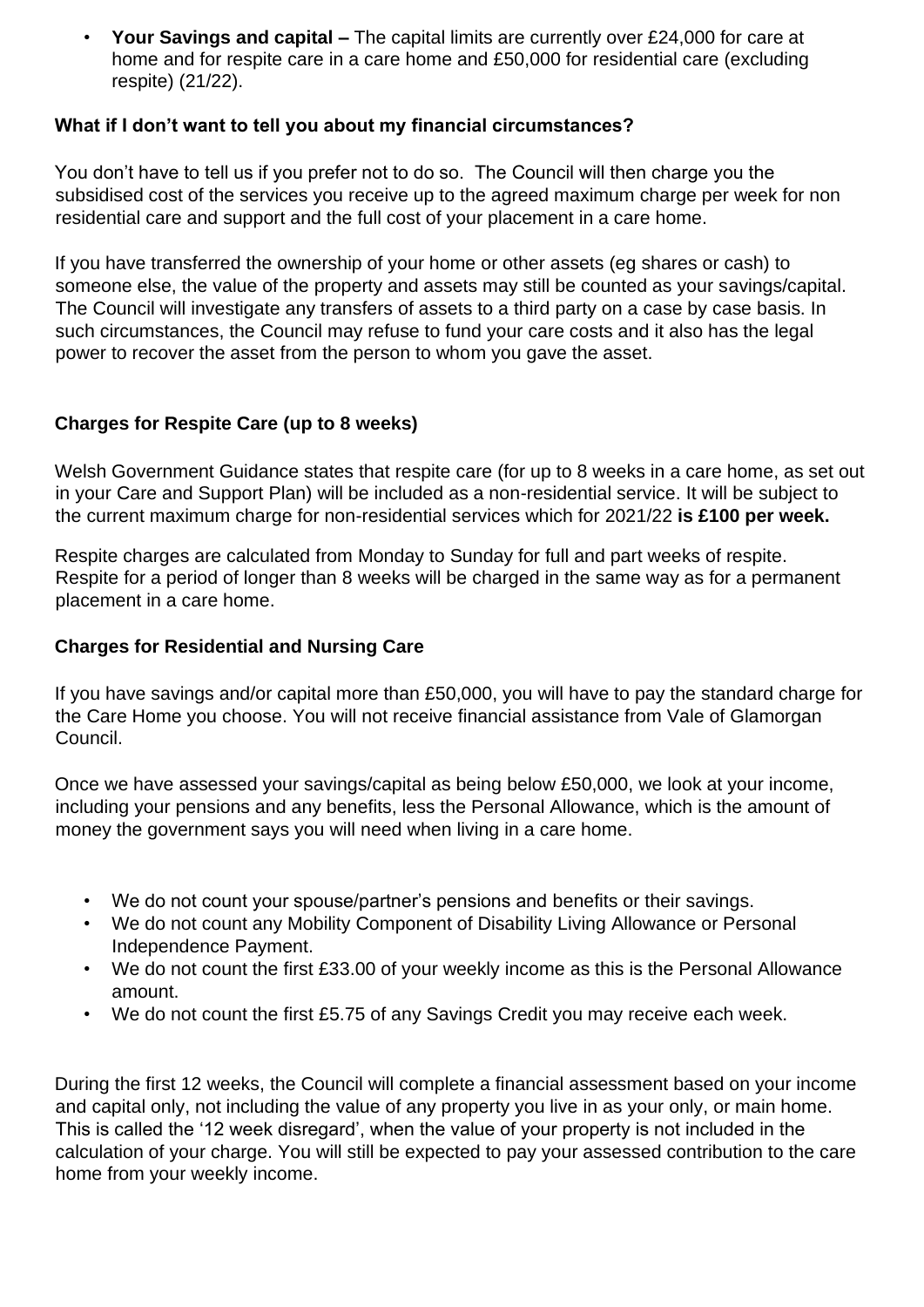- **Your Savings and capital –** The capital limits are currently over £24,000 for care at home and for respite care in a care home and £50,000 for residential care (excluding respite) (21/22).

### What if I don't want to tell you about my financial circumstances?

You don't have to tell us if you prefer not to do so. The Council will then charge you the subsidised cost of the services you receive up to the agreed maximum charge per week for non residential care and support and the full cost of your placement in a care home.

If you have transferred the ownership of your home or other assets (eg shares or cash) to someone else, the value of the property and assets may still be counted as your savings/capital. The Council will investigate any transfers of assets to a third party on a case by case basis. In such circumstances, the Council may refuse to fund your care costs and it also has the legal power to recover the asset from the person to whom you gave the asset.

### Charges for Respite Care (up to 8 weeks)

Welsh Government Guidance states that respite care (for up to 8 weeks in a care home, as set out in your Care and Support Plan) will be included as a non-residential service. It will be subject to the current maximum charge for non-residential services which for 2021/22 **is £100 per week.**

Respite charges are calculated from Monday to Sunday for full and part weeks of respite. Respite for a period of longer than 8 weeks will be charged in the same way as for a permanent placement in a care home.

### Charges for Residential and Nursing Care

If you have savings and/or capital more than £50,000, you will have to pay the standard charge for the Care Home you choose. You will not receive financial assistance from Vale of Glamorgan Council.

Once we have assessed your savings/capital as being below £50,000, we look at your income, including your pensions and any benefits, less the Personal Allowance, which is the amount of money the government says you will need when living in a care home.

- We do not count your spouse/partner's pensions and benefits or their savings.
- We do not count any Mobility Component of Disability Living Allowance or Personal Independence Payment.
- We do not count the first £33.00 of your weekly income as this is the Personal Allowance amount.
- We do not count the first £5.75 of any Savings Credit you may receive each week.

During the first 12 weeks, the Council will complete a financial assessment based on your income and capital only, not including the value of any property you live in as your only, or main home. This is called the '12 week disregard', when the value of your property is not included in the calculation of your charge. You will still be expected to pay your assessed contribution to the care home from your weekly income.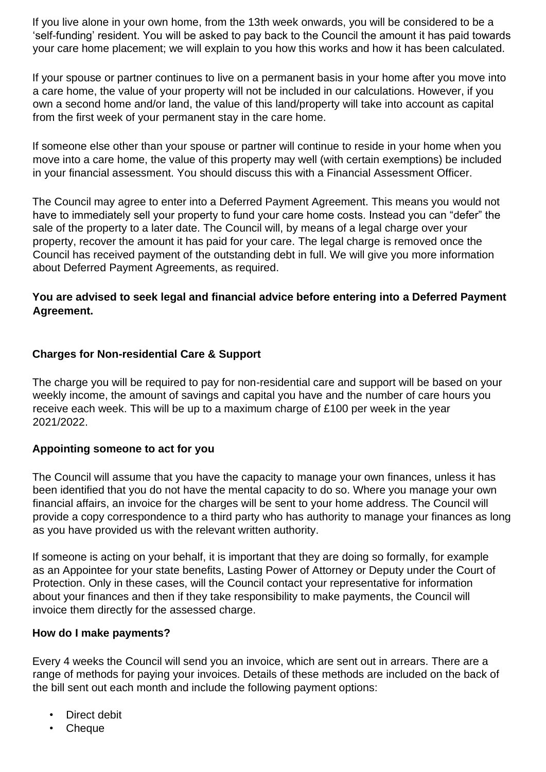If you live alone in your own home, from the 13th week onwards, you will be considered to be a 'self-funding' resident. You will be asked to pay back to the Council the amount it has paid towards your care home placement; we will explain to you how this works and how it has been calculated.

If your spouse or partner continues to live on a permanent basis in your home after you move into a care home, the value of your property will not be included in our calculations. However, if you own a second home and/or land, the value of this land/property will take into account as capital from the first week of your permanent stay in the care home.

If someone else other than your spouse or partner will continue to reside in your home when you move into a care home, the value of this property may well (with certain exemptions) be included in your financial assessment. You should discuss this with a Financial Assessment Officer.

The Council may agree to enter into a Deferred Payment Agreement. This means you would not have to immediately sell your property to fund your care home costs. Instead you can "defer" the sale of the property to a later date. The Council will, by means of a legal charge over your property, recover the amount it has paid for your care. The legal charge is removed once the Council has received payment of the outstanding debt in full. We will give you more information about Deferred Payment Agreements, as required.

**You are advised to seek legal and financial advice before entering into a Deferred Payment Agreement.**

## Charges for Non-residential Care & Support

The charge you will be required to pay for non-residential care and support will be based on your weekly income, the amount of savings and capital you have and the number of care hours you receive each week. This will be up to a maximum charge of £100 per week in the year 2021/2022.

## Appointing someone to act for you

The Council will assume that you have the capacity to manage your own finances, unless it has been identified that you do not have the mental capacity to do so. Where you manage your own financial affairs, an invoice for the charges will be sent to your home address. The Council will provide a copy correspondence to a third party who has authority to manage your finances as long as you have provided us with the relevant written authority.

If someone is acting on your behalf, it is important that they are doing so formally, for example as an Appointee for your state benefits, Lasting Power of Attorney or Deputy under the Court of Protection. Only in these cases, will the Council contact your representative for information about your finances and then if they take responsibility to make payments, the Council will invoice them directly for the assessed charge.

## How do I make payments?

Every 4 weeks the Council will send you an invoice, which are sent out in arrears. There are a range of methods for paying your invoices. Details of these methods are included on the back of the bill sent out each month and include the following payment options:

- Direct debit
- Cheque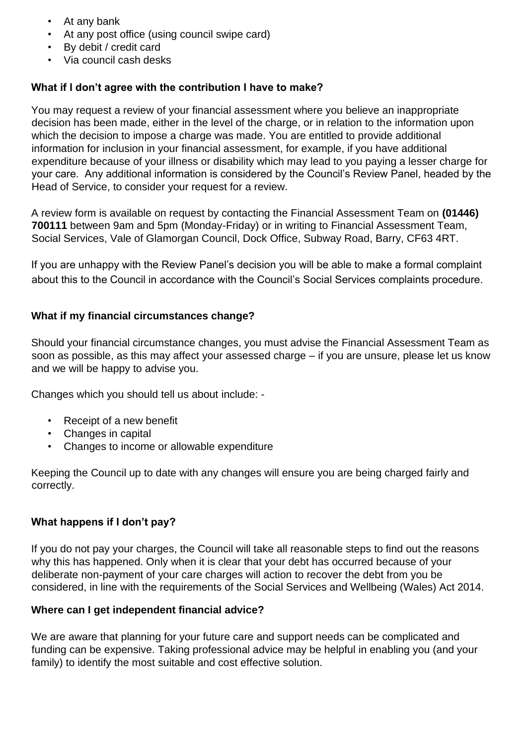- At any bank
- At any post office (using council swipe card)
- By debit / credit card
- Via council cash desks

**What if I don't agree with the contribution I have to make?**

You may request a review of your financial assessment where you believe an inappropriate decision has been made, either in the level of the charge, or in relation to the information upon which the decision to impose a charge was made. You are entitled to provide additional information for inclusion in your financial assessment, for example, if you have additional expenditure because of your illness or disability which may lead to you paying a lesser charge for your care. Any additional information is considered by the Council's Review Panel, headed by the Head of Service, to consider your request for a review.

A review form is available on request by contacting the Financial Assessment Team on **(01446) 700111** between 9am and 5pm (Monday-Friday) or in writing to Financial Assessment Team, Social Services, Vale of Glamorgan Council, Dock Office, Subway Road, Barry, CF63 4RT.

If you are unhappy with the Review Panel's decision you will be able to make a formal complaint about this to the Council in accordance with the Council's Social Services complaints procedure.

**What if my financial circumstances change?**

Should your financial circumstance changes, you must advise the Financial Assessment Team as soon as possible, as this may affect your assessed charge – if you are unsure, please let us know and we will be happy to advise you.

Changes which you should tell us about include: -

- Receipt of a new benefit
- Changes in capital
- Changes to income or allowable expenditure

Keeping the Council up to date with any changes will ensure you are being charged fairly and correctly.

**What happens if I don't pay?**

If you do not pay your charges, the Council will take all reasonable steps to find out the reasons why this has happened. Only when it is clear that your debt has occurred because of your deliberate non-payment of your care charges will action to recover the debt from you be considered, in line with the requirements of the Social Services and Wellbeing (Wales) Act 2014.

**Where can I get independent financial advice?**

We are aware that planning for your future care and support needs can be complicated and funding can be expensive. Taking professional advice may be helpful in enabling you (and your family) to identify the most suitable and cost effective solution.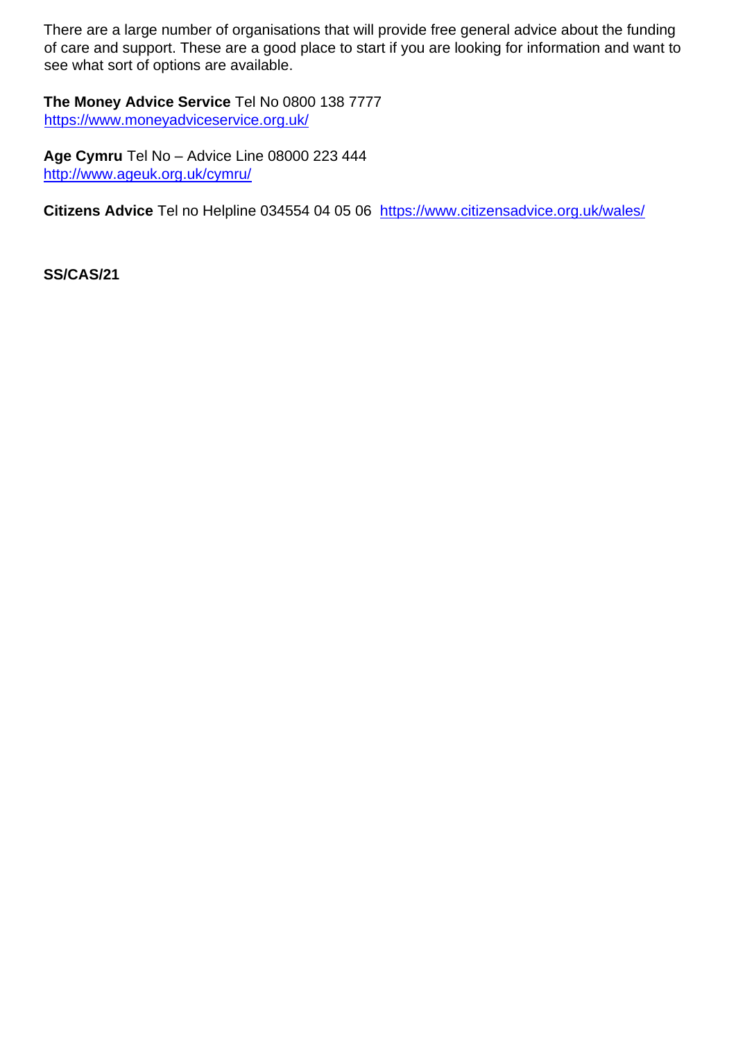There are a large number of organisations that will provide free general advice about the funding of care and support. These are a good place to start if you are looking for information and want to see what sort of options are available.

**The Money Advice Service** Tel No 0800 138 7777
https://www.moneyadviceservice.org.uk/

**Age Cymru** Tel No – Advice Line 08000 223 444
http://www.ageuk.org.uk/cymru/

**Citizens Advice** Tel no Helpline 034554 04 05 06 https://www.citizensadvice.org.uk/wales/

**SS/CAS/21**